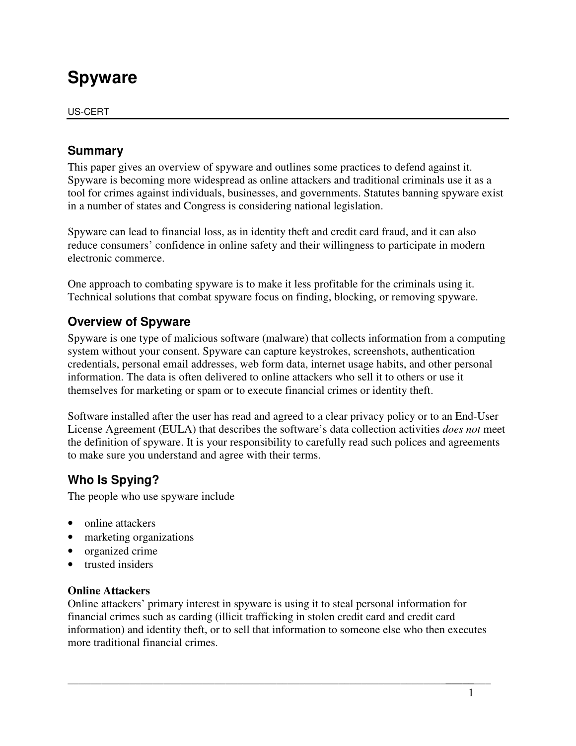# Spyware

US-CERT

## Summary

This paper gives an overview of spyware and outlines some practices to defend against it. Spyware is becoming more widespread as online attackers and traditional criminals use it as a tool for crimes against individuals, businesses, and governments. Statutes banning spyware exist in a number of states and Congress is considering national legislation.

Spyware can lead to financial loss, as in identity theft and credit card fraud, and it can also reduce consumers' confidence in online safety and their willingness to participate in modern electronic commerce.

One approach to combating spyware is to make it less profitable for the criminals using it. Technical solutions that combat spyware focus on finding, blocking, or removing spyware.

## Overview of Spyware

Spyware is one type of malicious software (malware) that collects information from a computing system without your consent. Spyware can capture keystrokes, screenshots, authentication credentials, personal email addresses, web form data, internet usage habits, and other personal information. The data is often delivered to online attackers who sell it to others or use it themselves for marketing or spam or to execute financial crimes or identity theft.

Software installed after the user has read and agreed to a clear privacy policy or to an End-User License Agreement (EULA) that describes the software's data collection activities *does not* meet the definition of spyware. It is your responsibility to carefully read such polices and agreements to make sure you understand and agree with their terms.

## Who Is Spying?

The people who use spyware include

- online attackers
- marketing organizations
- organized crime
- trusted insiders

### Online Attackers

Online attackers' primary interest in spyware is using it to steal personal information for financial crimes such as carding (illicit trafficking in stolen credit card and credit card information) and identity theft, or to sell that information to someone else who then executes more traditional financial crimes.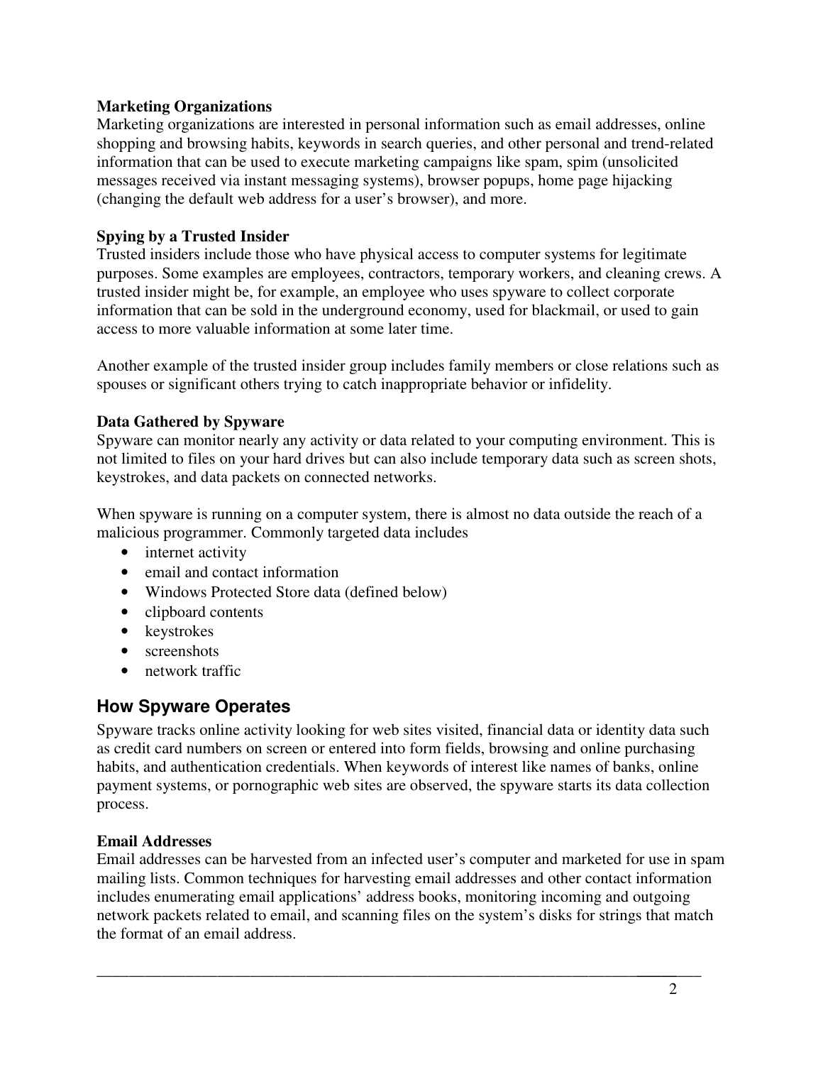**Marketing Organizations**
Marketing organizations are interested in personal information such as email addresses, online shopping and browsing habits, keywords in search queries, and other personal and trend-related information that can be used to execute marketing campaigns like spam, spim (unsolicited messages received via instant messaging systems), browser popups, home page hijacking (changing the default web address for a user's browser), and more.

**Spying by a Trusted Insider**
Trusted insiders include those who have physical access to computer systems for legitimate purposes. Some examples are employees, contractors, temporary workers, and cleaning crews. A trusted insider might be, for example, an employee who uses spyware to collect corporate information that can be sold in the underground economy, used for blackmail, or used to gain access to more valuable information at some later time.

Another example of the trusted insider group includes family members or close relations such as spouses or significant others trying to catch inappropriate behavior or infidelity.

**Data Gathered by Spyware**
Spyware can monitor nearly any activity or data related to your computing environment. This is not limited to files on your hard drives but can also include temporary data such as screen shots, keystrokes, and data packets on connected networks.

When spyware is running on a computer system, there is almost no data outside the reach of a malicious programmer. Commonly targeted data includes

- internet activity
- email and contact information
- Windows Protected Store data (defined below)
- clipboard contents
- keystrokes
- screenshots
- network traffic

## How Spyware Operates

Spyware tracks online activity looking for web sites visited, financial data or identity data such as credit card numbers on screen or entered into form fields, browsing and online purchasing habits, and authentication credentials. When keywords of interest like names of banks, online payment systems, or pornographic web sites are observed, the spyware starts its data collection process.

**Email Addresses**
Email addresses can be harvested from an infected user's computer and marketed for use in spam mailing lists. Common techniques for harvesting email addresses and other contact information includes enumerating email applications' address books, monitoring incoming and outgoing network packets related to email, and scanning files on the system's disks for strings that match the format of an email address.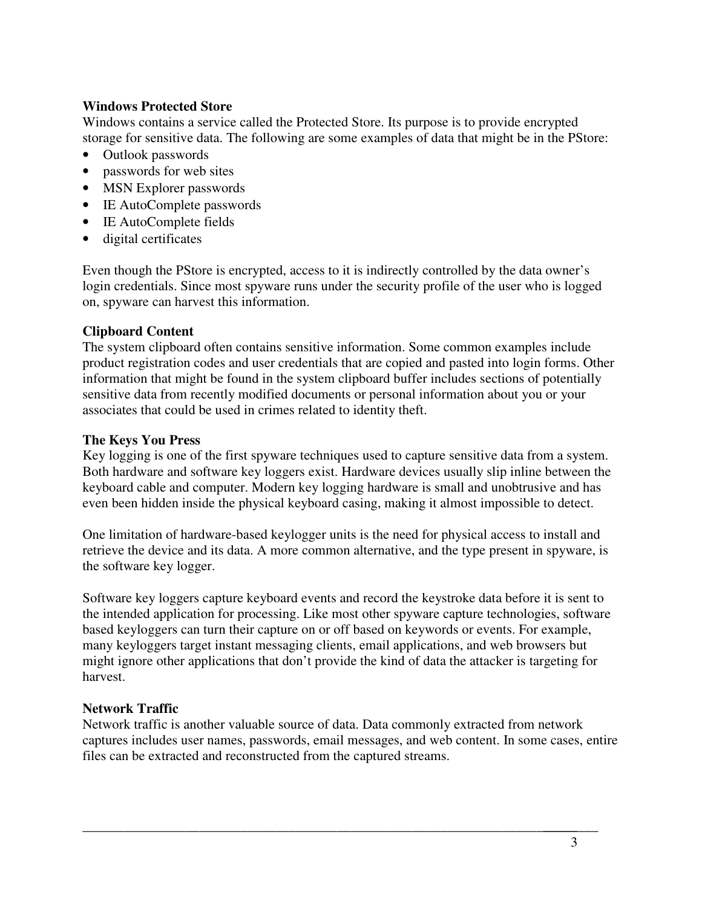**Windows Protected Store**

Windows contains a service called the Protected Store. Its purpose is to provide encrypted storage for sensitive data. The following are some examples of data that might be in the PStore:

- Outlook passwords
- passwords for web sites
- MSN Explorer passwords
- IE AutoComplete passwords
- IE AutoComplete fields
- digital certificates

Even though the PStore is encrypted, access to it is indirectly controlled by the data owner's login credentials. Since most spyware runs under the security profile of the user who is logged on, spyware can harvest this information.

**Clipboard Content**

The system clipboard often contains sensitive information. Some common examples include product registration codes and user credentials that are copied and pasted into login forms. Other information that might be found in the system clipboard buffer includes sections of potentially sensitive data from recently modified documents or personal information about you or your associates that could be used in crimes related to identity theft.

**The Keys You Press**

Key logging is one of the first spyware techniques used to capture sensitive data from a system. Both hardware and software key loggers exist. Hardware devices usually slip inline between the keyboard cable and computer. Modern key logging hardware is small and unobtrusive and has even been hidden inside the physical keyboard casing, making it almost impossible to detect.

One limitation of hardware-based keylogger units is the need for physical access to install and retrieve the device and its data. A more common alternative, and the type present in spyware, is the software key logger.

Software key loggers capture keyboard events and record the keystroke data before it is sent to the intended application for processing. Like most other spyware capture technologies, software based keyloggers can turn their capture on or off based on keywords or events. For example, many keyloggers target instant messaging clients, email applications, and web browsers but might ignore other applications that don't provide the kind of data the attacker is targeting for harvest.

**Network Traffic**

Network traffic is another valuable source of data. Data commonly extracted from network captures includes user names, passwords, email messages, and web content. In some cases, entire files can be extracted and reconstructed from the captured streams.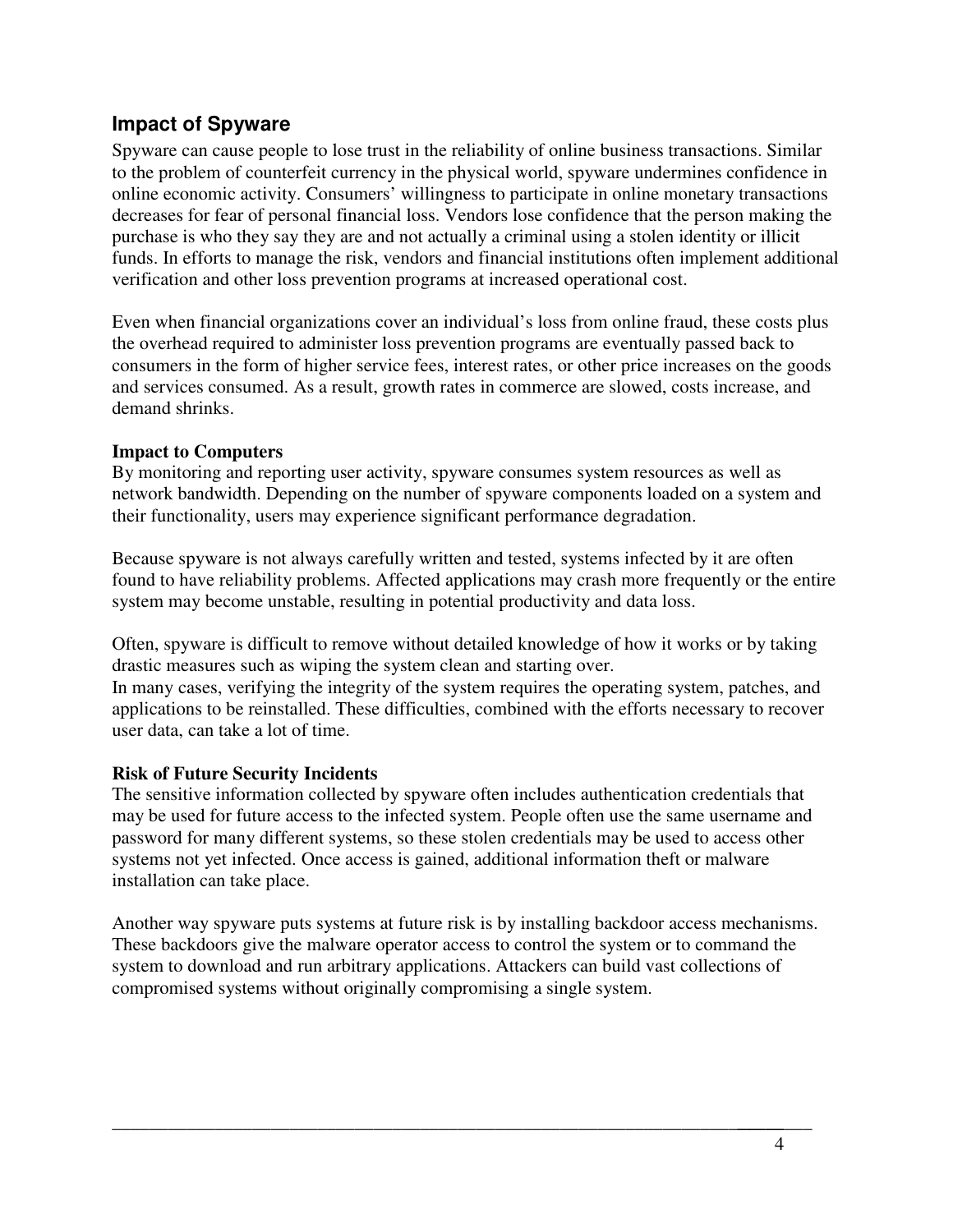## Impact of Spyware

Spyware can cause people to lose trust in the reliability of online business transactions. Similar to the problem of counterfeit currency in the physical world, spyware undermines confidence in online economic activity. Consumers' willingness to participate in online monetary transactions decreases for fear of personal financial loss. Vendors lose confidence that the person making the purchase is who they say they are and not actually a criminal using a stolen identity or illicit funds. In efforts to manage the risk, vendors and financial institutions often implement additional verification and other loss prevention programs at increased operational cost.

Even when financial organizations cover an individual's loss from online fraud, these costs plus the overhead required to administer loss prevention programs are eventually passed back to consumers in the form of higher service fees, interest rates, or other price increases on the goods and services consumed. As a result, growth rates in commerce are slowed, costs increase, and demand shrinks.

### Impact to Computers

By monitoring and reporting user activity, spyware consumes system resources as well as network bandwidth. Depending on the number of spyware components loaded on a system and their functionality, users may experience significant performance degradation.

Because spyware is not always carefully written and tested, systems infected by it are often found to have reliability problems. Affected applications may crash more frequently or the entire system may become unstable, resulting in potential productivity and data loss.

Often, spyware is difficult to remove without detailed knowledge of how it works or by taking drastic measures such as wiping the system clean and starting over.
In many cases, verifying the integrity of the system requires the operating system, patches, and applications to be reinstalled. These difficulties, combined with the efforts necessary to recover user data, can take a lot of time.

### Risk of Future Security Incidents

The sensitive information collected by spyware often includes authentication credentials that may be used for future access to the infected system. People often use the same username and password for many different systems, so these stolen credentials may be used to access other systems not yet infected. Once access is gained, additional information theft or malware installation can take place.

Another way spyware puts systems at future risk is by installing backdoor access mechanisms. These backdoors give the malware operator access to control the system or to command the system to download and run arbitrary applications. Attackers can build vast collections of compromised systems without originally compromising a single system.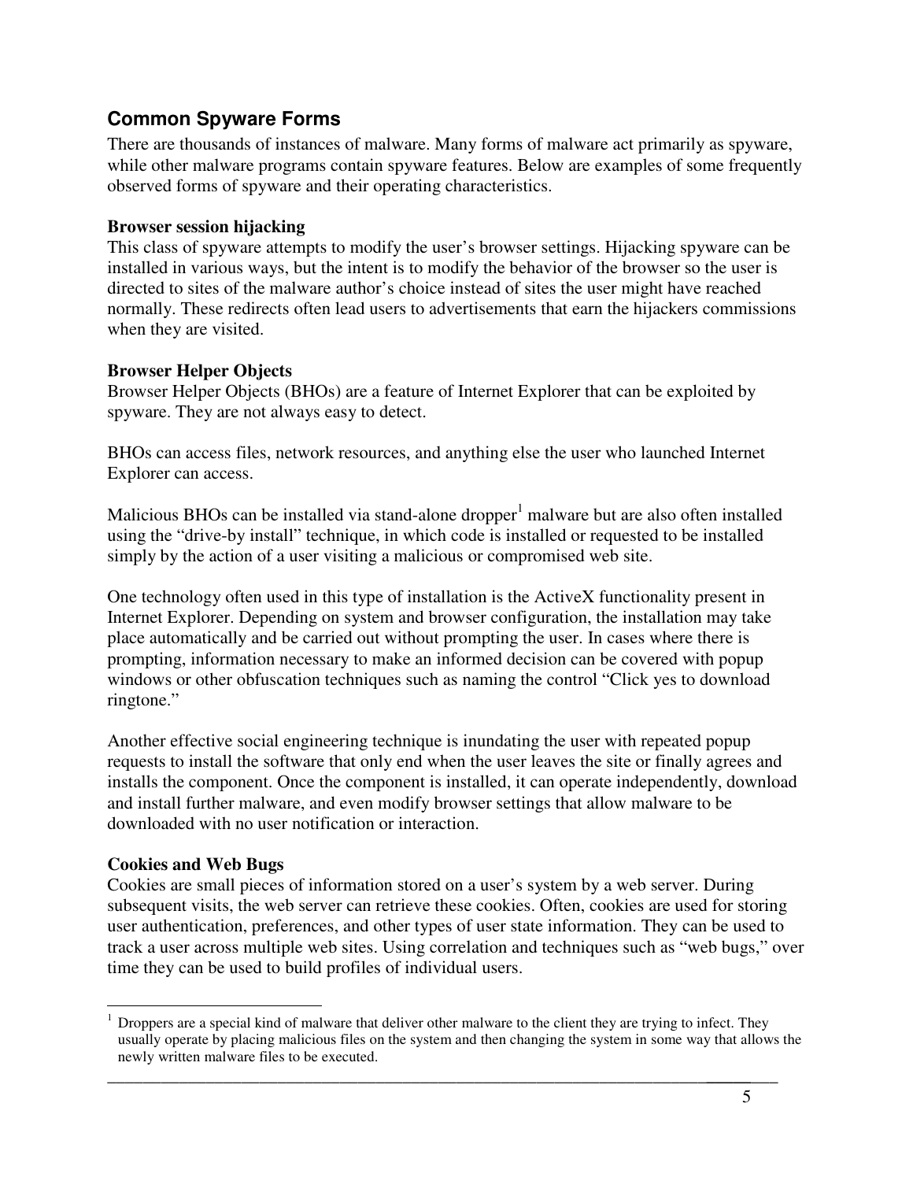## Common Spyware Forms

There are thousands of instances of malware. Many forms of malware act primarily as spyware, while other malware programs contain spyware features. Below are examples of some frequently observed forms of spyware and their operating characteristics.

**Browser session hijacking**
This class of spyware attempts to modify the user's browser settings. Hijacking spyware can be installed in various ways, but the intent is to modify the behavior of the browser so the user is directed to sites of the malware author's choice instead of sites the user might have reached normally. These redirects often lead users to advertisements that earn the hijackers commissions when they are visited.

**Browser Helper Objects**
Browser Helper Objects (BHOs) are a feature of Internet Explorer that can be exploited by spyware. They are not always easy to detect.

BHOs can access files, network resources, and anything else the user who launched Internet Explorer can access.

Malicious BHOs can be installed via stand-alone dropper[1] malware but are also often installed using the "drive-by install" technique, in which code is installed or requested to be installed simply by the action of a user visiting a malicious or compromised web site.

One technology often used in this type of installation is the ActiveX functionality present in Internet Explorer. Depending on system and browser configuration, the installation may take place automatically and be carried out without prompting the user. In cases where there is prompting, information necessary to make an informed decision can be covered with popup windows or other obfuscation techniques such as naming the control "Click yes to download ringtone."

Another effective social engineering technique is inundating the user with repeated popup requests to install the software that only end when the user leaves the site or finally agrees and installs the component. Once the component is installed, it can operate independently, download and install further malware, and even modify browser settings that allow malware to be downloaded with no user notification or interaction.

**Cookies and Web Bugs**
Cookies are small pieces of information stored on a user's system by a web server. During subsequent visits, the web server can retrieve these cookies. Often, cookies are used for storing user authentication, preferences, and other types of user state information. They can be used to track a user across multiple web sites. Using correlation and techniques such as "web bugs," over time they can be used to build profiles of individual users.

[1] Droppers are a special kind of malware that deliver other malware to the client they are trying to infect. They usually operate by placing malicious files on the system and then changing the system in some way that allows the newly written malware files to be executed.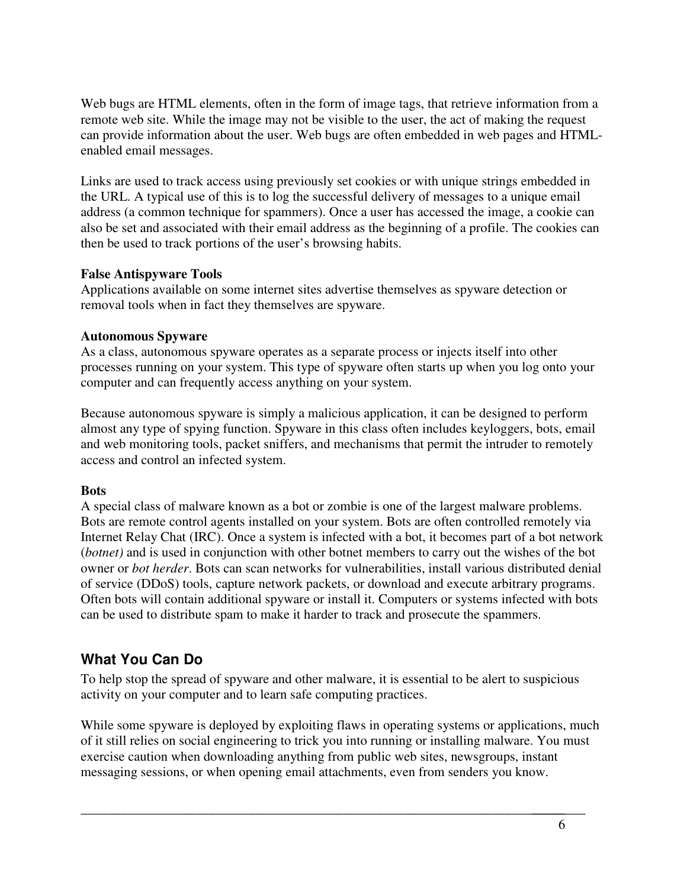Web bugs are HTML elements, often in the form of image tags, that retrieve information from a remote web site. While the image may not be visible to the user, the act of making the request can provide information about the user. Web bugs are often embedded in web pages and HTML-enabled email messages.

Links are used to track access using previously set cookies or with unique strings embedded in the URL. A typical use of this is to log the successful delivery of messages to a unique email address (a common technique for spammers). Once a user has accessed the image, a cookie can also be set and associated with their email address as the beginning of a profile. The cookies can then be used to track portions of the user's browsing habits.

**False Antispyware Tools**
Applications available on some internet sites advertise themselves as spyware detection or removal tools when in fact they themselves are spyware.

**Autonomous Spyware**
As a class, autonomous spyware operates as a separate process or injects itself into other processes running on your system. This type of spyware often starts up when you log onto your computer and can frequently access anything on your system.

Because autonomous spyware is simply a malicious application, it can be designed to perform almost any type of spying function. Spyware in this class often includes keyloggers, bots, email and web monitoring tools, packet sniffers, and mechanisms that permit the intruder to remotely access and control an infected system.

**Bots**
A special class of malware known as a bot or zombie is one of the largest malware problems. Bots are remote control agents installed on your system. Bots are often controlled remotely via Internet Relay Chat (IRC). Once a system is infected with a bot, it becomes part of a bot network (*botnet)* and is used in conjunction with other botnet members to carry out the wishes of the bot owner or *bot herder*. Bots can scan networks for vulnerabilities, install various distributed denial of service (DDoS) tools, capture network packets, or download and execute arbitrary programs. Often bots will contain additional spyware or install it. Computers or systems infected with bots can be used to distribute spam to make it harder to track and prosecute the spammers.

## What You Can Do

To help stop the spread of spyware and other malware, it is essential to be alert to suspicious activity on your computer and to learn safe computing practices.

While some spyware is deployed by exploiting flaws in operating systems or applications, much of it still relies on social engineering to trick you into running or installing malware. You must exercise caution when downloading anything from public web sites, newsgroups, instant messaging sessions, or when opening email attachments, even from senders you know.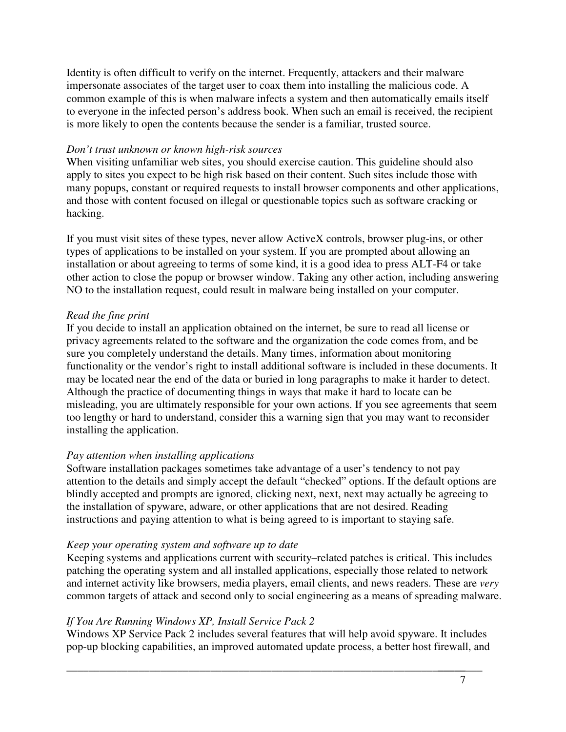Identity is often difficult to verify on the internet. Frequently, attackers and their malware impersonate associates of the target user to coax them into installing the malicious code. A common example of this is when malware infects a system and then automatically emails itself to everyone in the infected person's address book. When such an email is received, the recipient is more likely to open the contents because the sender is a familiar, trusted source.

*Don't trust unknown or known high-risk sources*

When visiting unfamiliar web sites, you should exercise caution. This guideline should also apply to sites you expect to be high risk based on their content. Such sites include those with many popups, constant or required requests to install browser components and other applications, and those with content focused on illegal or questionable topics such as software cracking or hacking.

If you must visit sites of these types, never allow ActiveX controls, browser plug-ins, or other types of applications to be installed on your system. If you are prompted about allowing an installation or about agreeing to terms of some kind, it is a good idea to press ALT-F4 or take other action to close the popup or browser window. Taking any other action, including answering NO to the installation request, could result in malware being installed on your computer.

*Read the fine print*

If you decide to install an application obtained on the internet, be sure to read all license or privacy agreements related to the software and the organization the code comes from, and be sure you completely understand the details. Many times, information about monitoring functionality or the vendor's right to install additional software is included in these documents. It may be located near the end of the data or buried in long paragraphs to make it harder to detect. Although the practice of documenting things in ways that make it hard to locate can be misleading, you are ultimately responsible for your own actions. If you see agreements that seem too lengthy or hard to understand, consider this a warning sign that you may want to reconsider installing the application.

*Pay attention when installing applications*

Software installation packages sometimes take advantage of a user's tendency to not pay attention to the details and simply accept the default "checked" options. If the default options are blindly accepted and prompts are ignored, clicking next, next, next may actually be agreeing to the installation of spyware, adware, or other applications that are not desired. Reading instructions and paying attention to what is being agreed to is important to staying safe.

*Keep your operating system and software up to date*

Keeping systems and applications current with security–related patches is critical. This includes patching the operating system and all installed applications, especially those related to network and internet activity like browsers, media players, email clients, and news readers. These are *very* common targets of attack and second only to social engineering as a means of spreading malware.

*If You Are Running Windows XP, Install Service Pack 2*

Windows XP Service Pack 2 includes several features that will help avoid spyware. It includes pop-up blocking capabilities, an improved automated update process, a better host firewall, and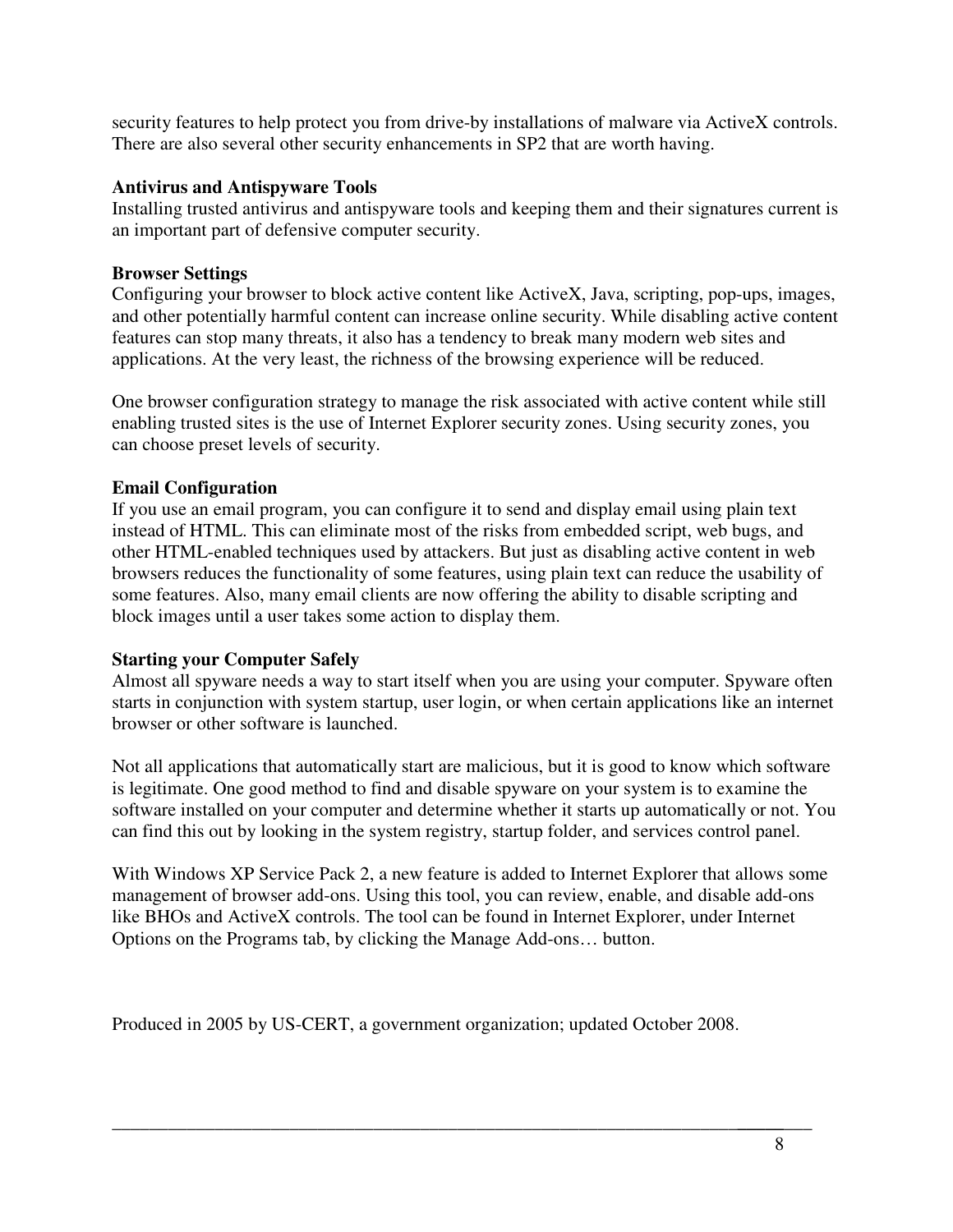security features to help protect you from drive-by installations of malware via ActiveX controls. There are also several other security enhancements in SP2 that are worth having.

**Antivirus and Antispyware Tools**

Installing trusted antivirus and antispyware tools and keeping them and their signatures current is an important part of defensive computer security.

**Browser Settings**

Configuring your browser to block active content like ActiveX, Java, scripting, pop-ups, images, and other potentially harmful content can increase online security. While disabling active content features can stop many threats, it also has a tendency to break many modern web sites and applications. At the very least, the richness of the browsing experience will be reduced.

One browser configuration strategy to manage the risk associated with active content while still enabling trusted sites is the use of Internet Explorer security zones. Using security zones, you can choose preset levels of security.

**Email Configuration**

If you use an email program, you can configure it to send and display email using plain text instead of HTML. This can eliminate most of the risks from embedded script, web bugs, and other HTML-enabled techniques used by attackers. But just as disabling active content in web browsers reduces the functionality of some features, using plain text can reduce the usability of some features. Also, many email clients are now offering the ability to disable scripting and block images until a user takes some action to display them.

**Starting your Computer Safely**

Almost all spyware needs a way to start itself when you are using your computer. Spyware often starts in conjunction with system startup, user login, or when certain applications like an internet browser or other software is launched.

Not all applications that automatically start are malicious, but it is good to know which software is legitimate. One good method to find and disable spyware on your system is to examine the software installed on your computer and determine whether it starts up automatically or not. You can find this out by looking in the system registry, startup folder, and services control panel.

With Windows XP Service Pack 2, a new feature is added to Internet Explorer that allows some management of browser add-ons. Using this tool, you can review, enable, and disable add-ons like BHOs and ActiveX controls. The tool can be found in Internet Explorer, under Internet Options on the Programs tab, by clicking the Manage Add-ons… button.

Produced in 2005 by US-CERT, a government organization; updated October 2008.